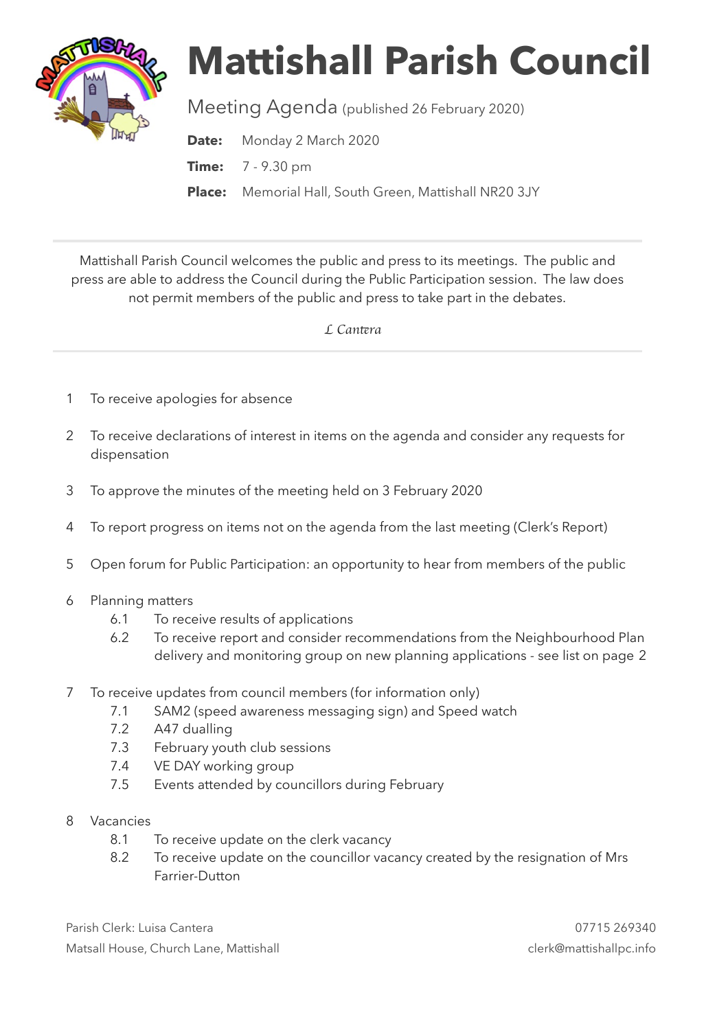# Mattishall Parish Council

Meeting Agenda (published 26 February 2020)

**Date:** Monday 2 March 2020

**Time:** 7 - 9.30 pm

**Place:** Memorial Hall, South Green, Mattishall NR20 3JY

---

Mattishall Parish Council welcomes the public and press to its meetings. The public and press are able to address the Council during the Public Participation session. The law does not permit members of the public and press to take part in the debates.

*L Cantera*

---

1. To receive apologies for absence
2. To receive declarations of interest in items on the agenda and consider any requests for dispensation
3. To approve the minutes of the meeting held on 3 February 2020
4. To report progress on items not on the agenda from the last meeting (Clerk's Report)
5. Open forum for Public Participation: an opportunity to hear from members of the public
6. Planning matters
   - 6.1 To receive results of applications
   - 6.2 To receive report and consider recommendations from the Neighbourhood Plan delivery and monitoring group on new planning applications - see list on page 2
7. To receive updates from council members (for information only)
   - 7.1 SAM2 (speed awareness messaging sign) and Speed watch
   - 7.2 A47 dualling
   - 7.3 February youth club sessions
   - 7.4 VE DAY working group
   - 7.5 Events attended by councillors during February
8. Vacancies
   - 8.1 To receive update on the clerk vacancy
   - 8.2 To receive update on the councillor vacancy created by the resignation of Mrs Farrier-Dutton

Parish Clerk: Luisa Cantera
Matsall House, Church Lane, Mattishall

07715 269340
clerk@mattishallpc.info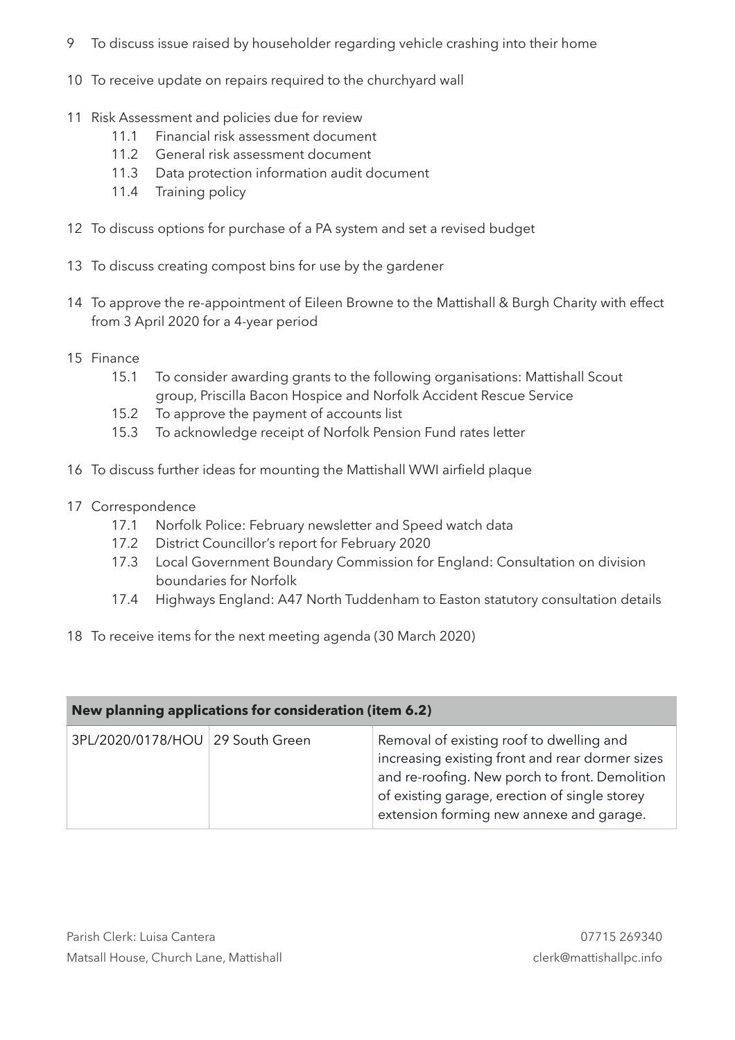9 To discuss issue raised by householder regarding vehicle crashing into their home

10 To receive update on repairs required to the churchyard wall

11 Risk Assessment and policies due for review
   - 11.1 Financial risk assessment document
   - 11.2 General risk assessment document
   - 11.3 Data protection information audit document
   - 11.4 Training policy

12 To discuss options for purchase of a PA system and set a revised budget

13 To discuss creating compost bins for use by the gardener

14 To approve the re-appointment of Eileen Browne to the Mattishall & Burgh Charity with effect from 3 April 2020 for a 4-year period

15 Finance
   - 15.1 To consider awarding grants to the following organisations: Mattishall Scout group, Priscilla Bacon Hospice and Norfolk Accident Rescue Service
   - 15.2 To approve the payment of accounts list
   - 15.3 To acknowledge receipt of Norfolk Pension Fund rates letter

16 To discuss further ideas for mounting the Mattishall WWI airfield plaque

17 Correspondence
   - 17.1 Norfolk Police: February newsletter and Speed watch data
   - 17.2 District Councillor's report for February 2020
   - 17.3 Local Government Boundary Commission for England: Consultation on division boundaries for Norfolk
   - 17.4 Highways England: A47 North Tuddenham to Easton statutory consultation details

18 To receive items for the next meeting agenda (30 March 2020)

| **New planning applications for consideration (item 6.2)** | | |
|---|---|---|
| 3PL/2020/0178/HOU | 29 South Green | Removal of existing roof to dwelling and increasing existing front and rear dormer sizes and re-roofing. New porch to front. Demolition of existing garage, erection of single storey extension forming new annexe and garage. |

Parish Clerk: Luisa Cantera
Matsall House, Church Lane, Mattishall

07715 269340
clerk@mattishallpc.info